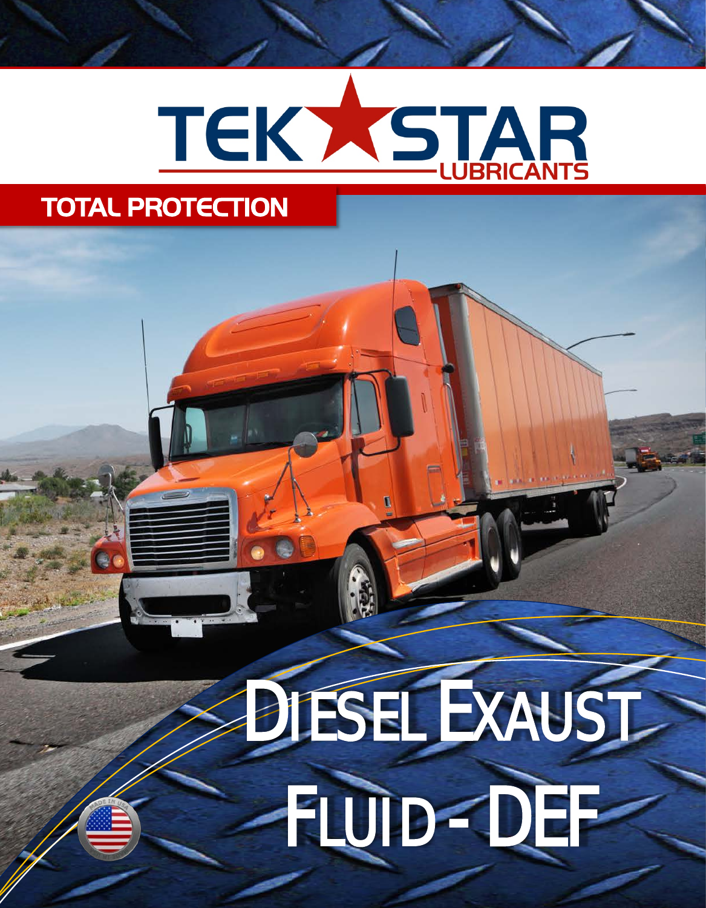# TEK STAR LUBRICANTS

## TOTAL PROTECTION

# DIESEL EXAUST FLUID - DEF

MADE IN USA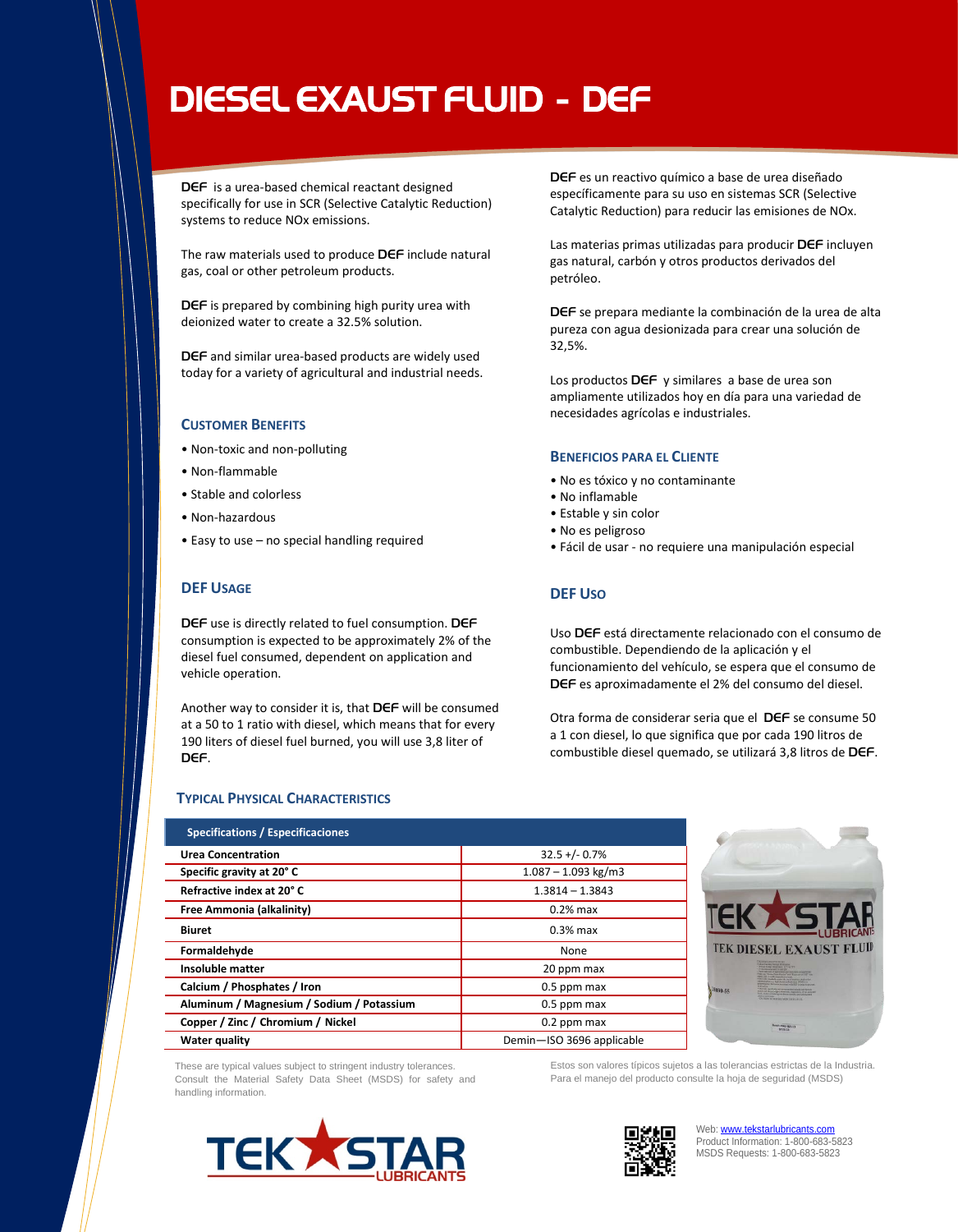# DIESEL EXAUST FLUID - DEF

**DEF** is a urea-based chemical reactant designed specifically for use in SCR (Selective Catalytic Reduction) systems to reduce NOx emissions.

The raw materials used to produce **DEF** include natural gas, coal or other petroleum products.

**DEF** is prepared by combining high purity urea with deionized water to create a 32.5% solution.

**DEF** and similar urea-based products are widely used today for a variety of agricultural and industrial needs.

### CUSTOMER BENEFITS

- Non-toxic and non-polluting
- Non-flammable
- Stable and colorless
- Non-hazardous
- Easy to use – no special handling required

### DEF USAGE

**DEF** use is directly related to fuel consumption. **DEF** consumption is expected to be approximately 2% of the diesel fuel consumed, dependent on application and vehicle operation.

Another way to consider it is, that **DEF** will be consumed at a 50 to 1 ratio with diesel, which means that for every 190 liters of diesel fuel burned, you will use 3,8 liter of **DEF**.

**DEF** es un reactivo químico a base de urea diseñado específicamente para su uso en sistemas SCR (Selective Catalytic Reduction) para reducir las emisiones de NOx.

Las materias primas utilizadas para producir **DEF** incluyen gas natural, carbón y otros productos derivados del petróleo.

**DEF** se prepara mediante la combinación de la urea de alta pureza con agua desionizada para crear una solución de 32,5%.

Los productos **DEF** y similares a base de urea son ampliamente utilizados hoy en día para una variedad de necesidades agrícolas e industriales.

### BENEFICIOS PARA EL CLIENTE

- No es tóxico y no contaminante
- No inflamable
- Estable y sin color
- No es peligroso
- Fácil de usar - no requiere una manipulación especial

### DEF USO

Uso **DEF** está directamente relacionado con el consumo de combustible. Dependiendo de la aplicación y el funcionamiento del vehículo, se espera que el consumo de **DEF** es aproximadamente el 2% del consumo del diesel.

Otra forma de considerar seria que el **DEF** se consume 50 a 1 con diesel, lo que significa que por cada 190 litros de combustible diesel quemado, se utilizará 3,8 litros de **DEF**.

### TYPICAL PHYSICAL CHARACTERISTICS

| Specifications / Especificaciones | |
|---|---|
| **Urea Concentration** | 32.5 +/- 0.7% |
| **Specific gravity at 20° C** | 1.087 – 1.093 kg/m3 |
| **Refractive index at 20° C** | 1.3814 – 1.3843 |
| **Free Ammonia (alkalinity)** | 0.2% max |
| **Biuret** | 0.3% max |
| **Formaldehyde** | None |
| **Insoluble matter** | 20 ppm max |
| **Calcium / Phosphates / Iron** | 0.5 ppm max |
| **Aluminum / Magnesium / Sodium / Potassium** | 0.5 ppm max |
| **Copper / Zinc / Chromium / Nickel** | 0.2 ppm max |
| **Water quality** | Demin—ISO 3696 applicable |

These are typical values subject to stringent industry tolerances. Consult the Material Safety Data Sheet (MSDS) for safety and handling information.

Estos son valores típicos sujetos a las tolerancias estrictas de la Industria. Para el manejo del producto consulte la hoja de seguridad (MSDS)

TEK STAR LUBRICANTS

Web: www.tekstarlubricants.com
Product Information: 1-800-683-5823
MSDS Requests: 1-800-683-5823